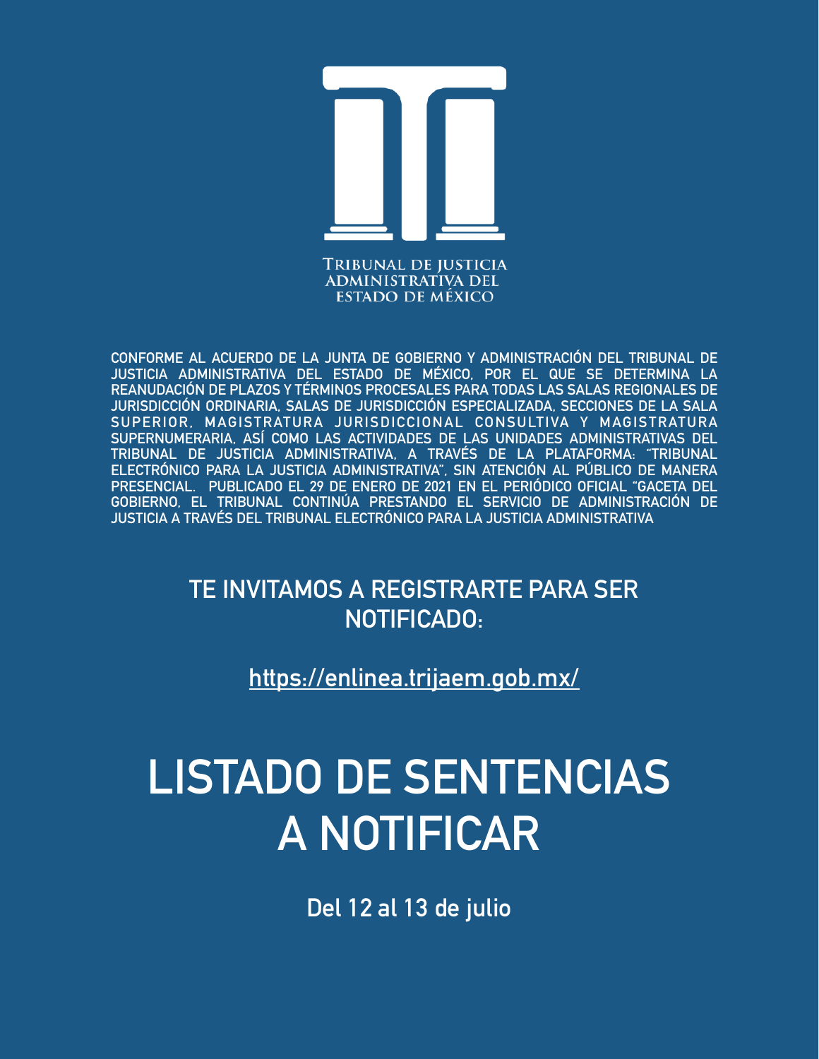TRIBUNAL DE JUSTICIA ADMINISTRATIVA DEL ESTADO DE MÉXICO

CONFORME AL ACUERDO DE LA JUNTA DE GOBIERNO Y ADMINISTRACIÓN DEL TRIBUNAL DE JUSTICIA ADMINISTRATIVA DEL ESTADO DE MÉXICO, POR EL QUE SE DETERMINA LA REANUDACIÓN DE PLAZOS Y TÉRMINOS PROCESALES PARA TODAS LAS SALAS REGIONALES DE JURISDICCIÓN ORDINARIA, SALAS DE JURISDICCIÓN ESPECIALIZADA, SECCIONES DE LA SALA SUPERIOR, MAGISTRATURA JURISDICCIONAL CONSULTIVA Y MAGISTRATURA SUPERNUMERARIA, ASÍ COMO LAS ACTIVIDADES DE LAS UNIDADES ADMINISTRATIVAS DEL TRIBUNAL DE JUSTICIA ADMINISTRATIVA, A TRAVÉS DE LA PLATAFORMA: "TRIBUNAL ELECTRÓNICO PARA LA JUSTICIA ADMINISTRATIVA", SIN ATENCIÓN AL PÚBLICO DE MANERA PRESENCIAL. PUBLICADO EL 29 DE ENERO DE 2021 EN EL PERIÓDICO OFICIAL "GACETA DEL GOBIERNO, EL TRIBUNAL CONTINÚA PRESTANDO EL SERVICIO DE ADMINISTRACIÓN DE JUSTICIA A TRAVÉS DEL TRIBUNAL ELECTRÓNICO PARA LA JUSTICIA ADMINISTRATIVA

## TE INVITAMOS A REGISTRARTE PARA SER NOTIFICADO:

https://enlinea.trijaem.gob.mx/

# LISTADO DE SENTENCIAS A NOTIFICAR

**Del 12 al 13 de julio**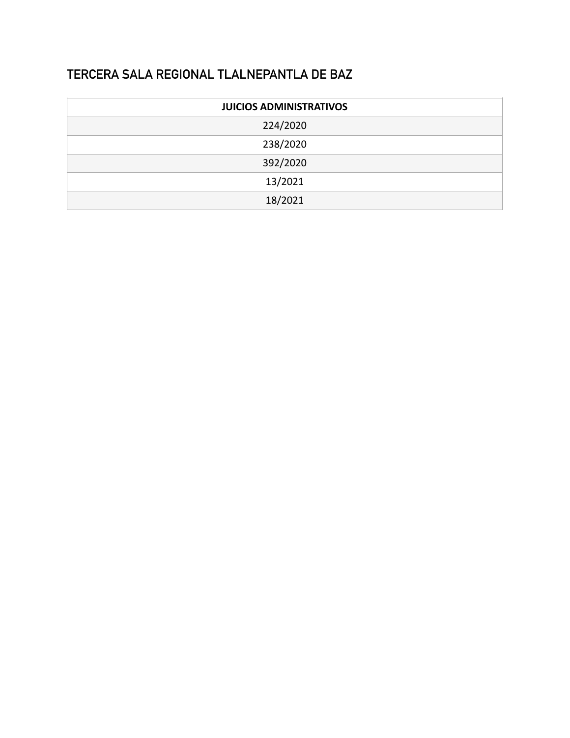## TERCERA SALA REGIONAL TLALNEPANTLA DE BAZ

| JUICIOS ADMINISTRATIVOS |
| --- |
| 224/2020 |
| 238/2020 |
| 392/2020 |
| 13/2021 |
| 18/2021 |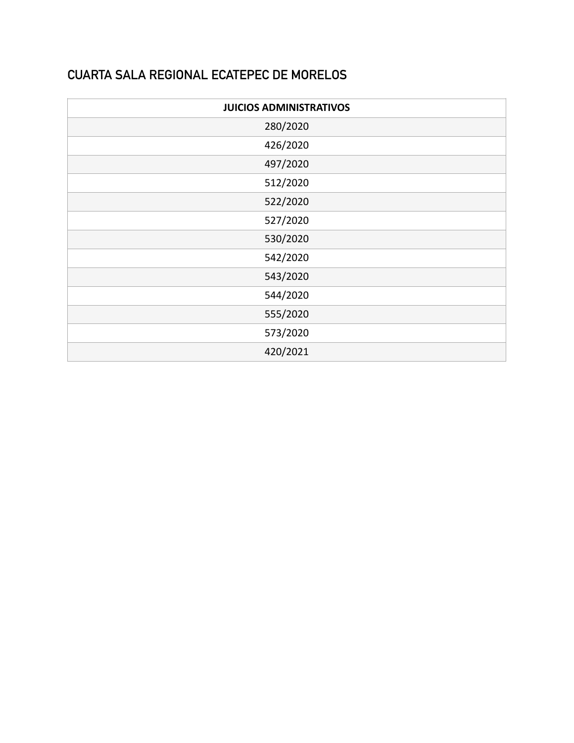## CUARTA SALA REGIONAL ECATEPEC DE MORELOS

| JUICIOS ADMINISTRATIVOS |
| --- |
| 280/2020 |
| 426/2020 |
| 497/2020 |
| 512/2020 |
| 522/2020 |
| 527/2020 |
| 530/2020 |
| 542/2020 |
| 543/2020 |
| 544/2020 |
| 555/2020 |
| 573/2020 |
| 420/2021 |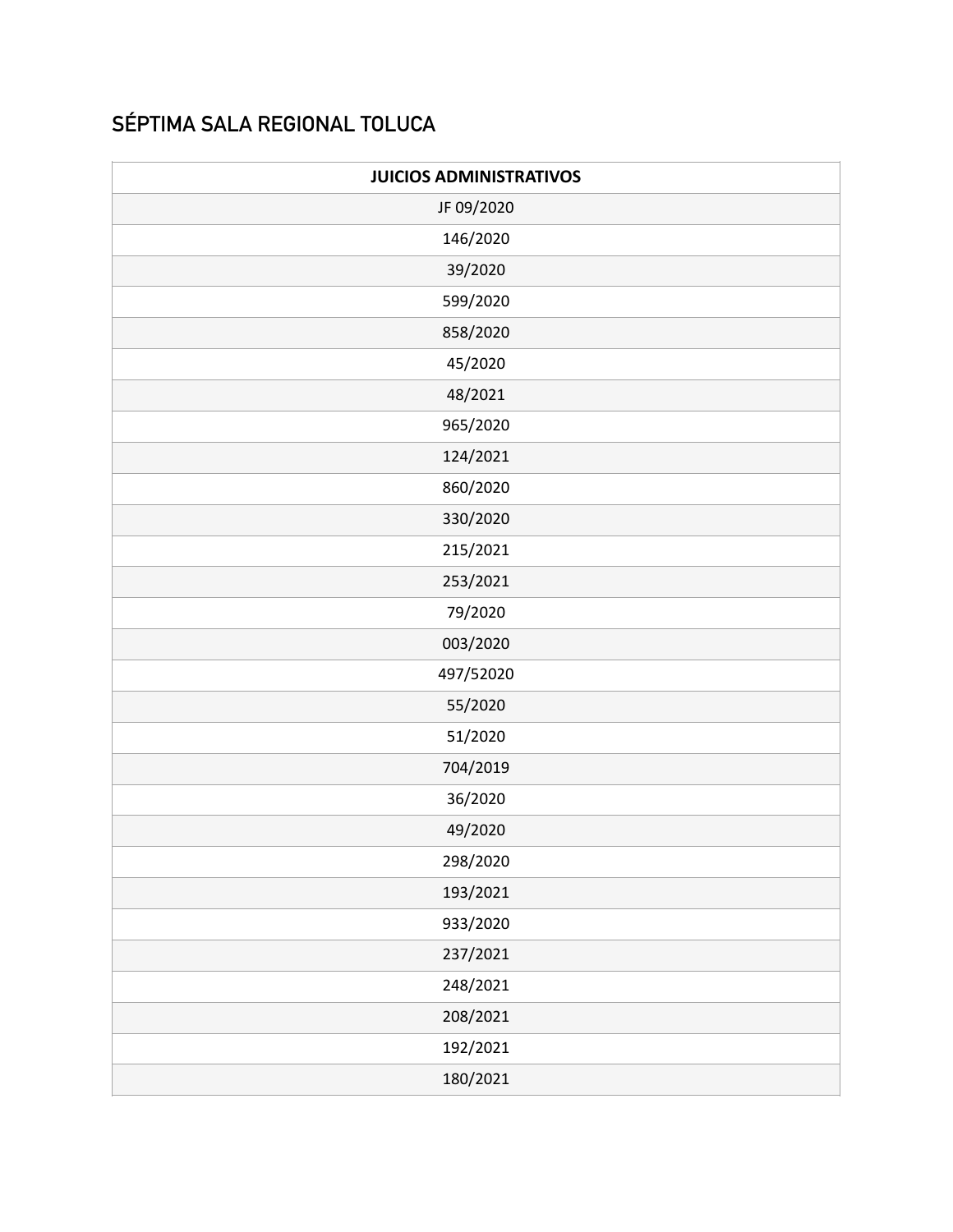## SÉPTIMA SALA REGIONAL TOLUCA

| JUICIOS ADMINISTRATIVOS |
| --- |
| JF 09/2020 |
| 146/2020 |
| 39/2020 |
| 599/2020 |
| 858/2020 |
| 45/2020 |
| 48/2021 |
| 965/2020 |
| 124/2021 |
| 860/2020 |
| 330/2020 |
| 215/2021 |
| 253/2021 |
| 79/2020 |
| 003/2020 |
| 497/52020 |
| 55/2020 |
| 51/2020 |
| 704/2019 |
| 36/2020 |
| 49/2020 |
| 298/2020 |
| 193/2021 |
| 933/2020 |
| 237/2021 |
| 248/2021 |
| 208/2021 |
| 192/2021 |
| 180/2021 |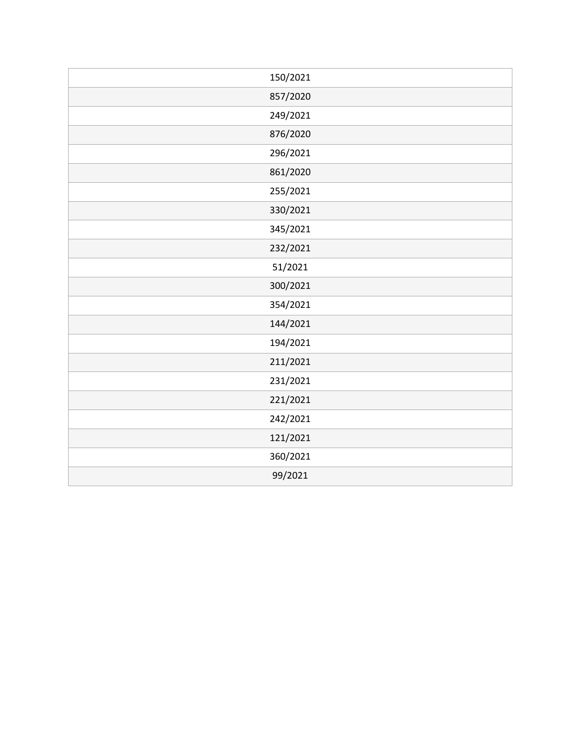| 150/2021 |
| --- |
| 857/2020 |
| 249/2021 |
| 876/2020 |
| 296/2021 |
| 861/2020 |
| 255/2021 |
| 330/2021 |
| 345/2021 |
| 232/2021 |
| 51/2021 |
| 300/2021 |
| 354/2021 |
| 144/2021 |
| 194/2021 |
| 211/2021 |
| 231/2021 |
| 221/2021 |
| 242/2021 |
| 121/2021 |
| 360/2021 |
| 99/2021 |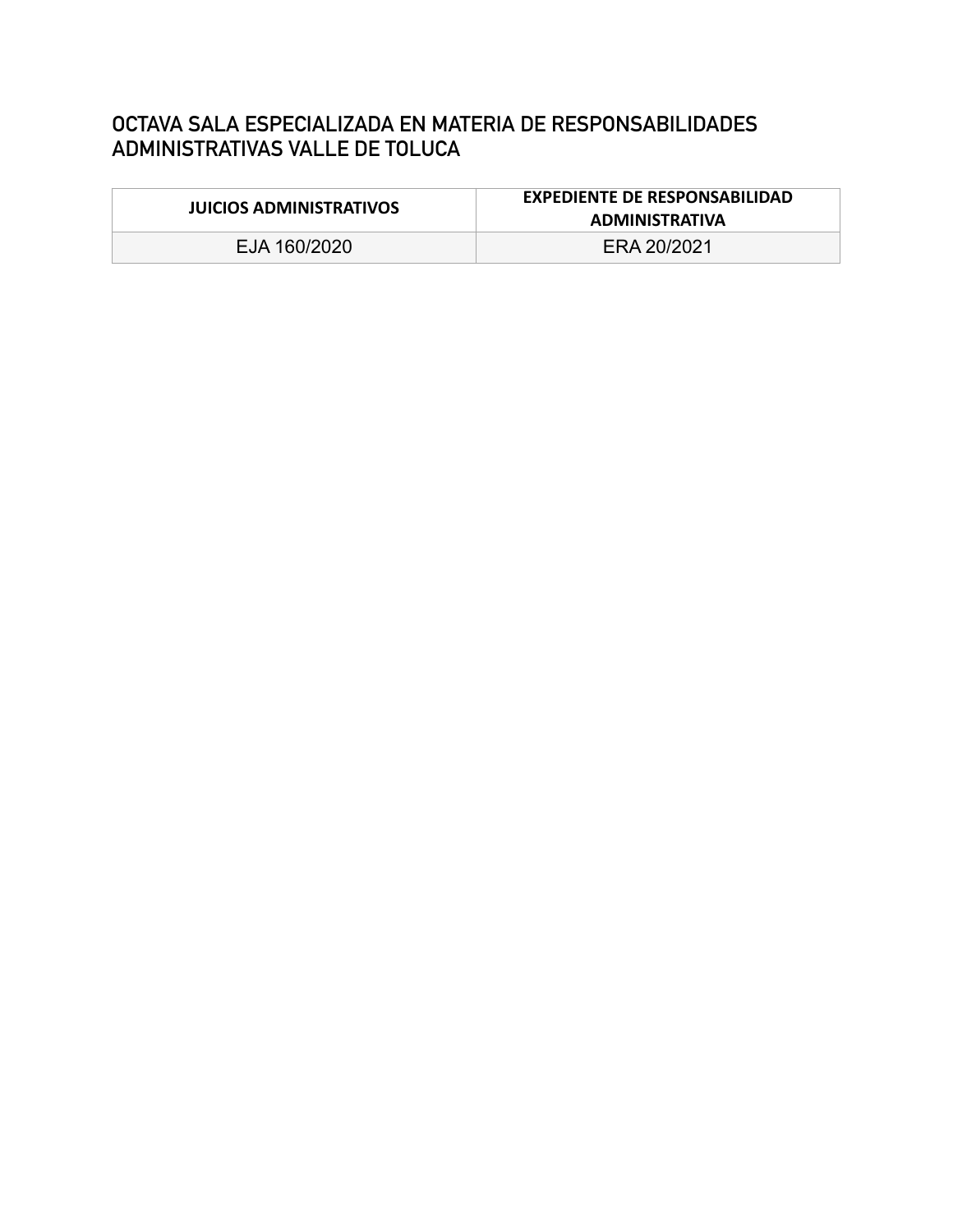## OCTAVA SALA ESPECIALIZADA EN MATERIA DE RESPONSABILIDADES ADMINISTRATIVAS VALLE DE TOLUCA

| JUICIOS ADMINISTRATIVOS | EXPEDIENTE DE RESPONSABILIDAD ADMINISTRATIVA |
|---|---|
| EJA 160/2020 | ERA 20/2021 |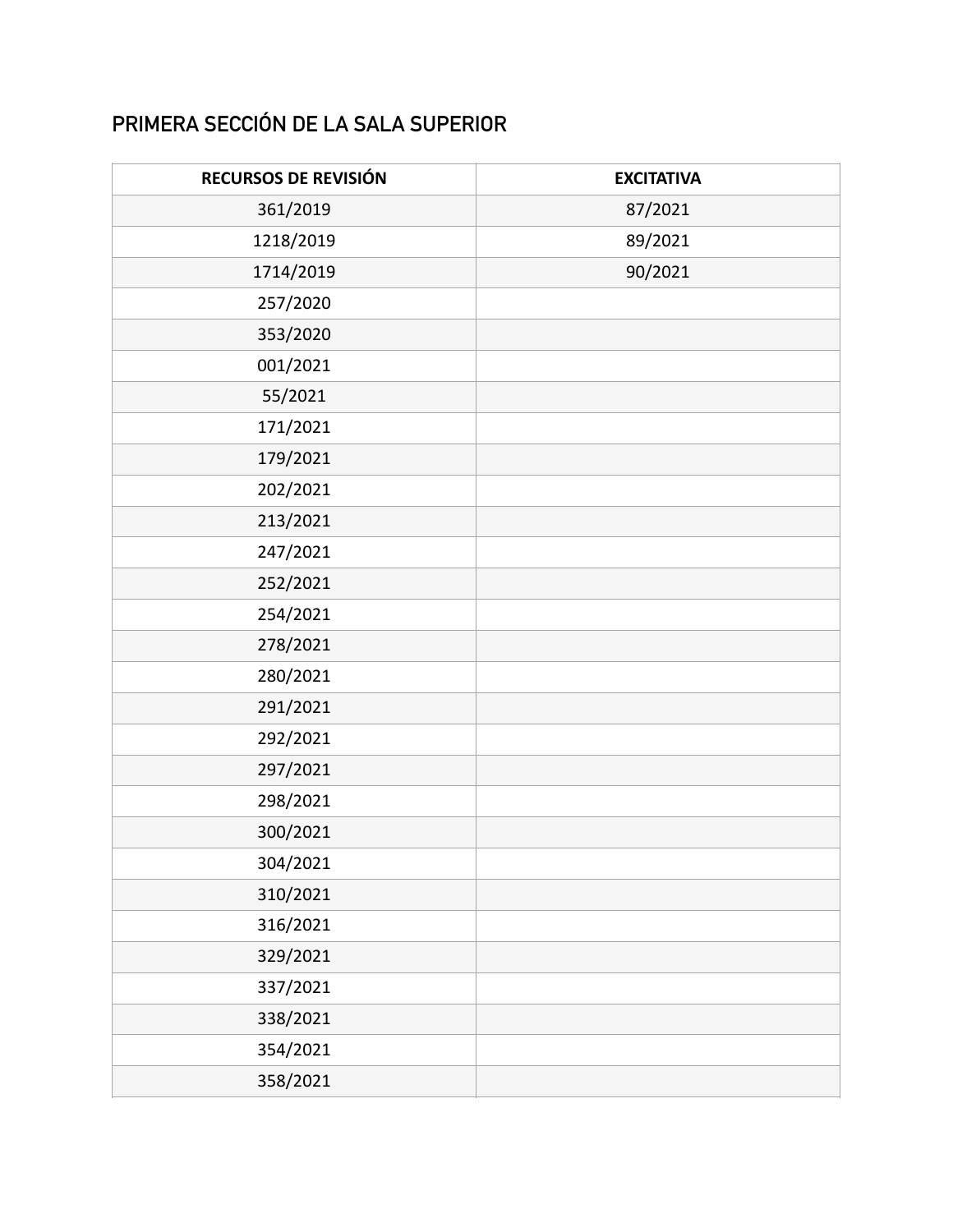## PRIMERA SECCIÓN DE LA SALA SUPERIOR

| RECURSOS DE REVISIÓN | EXCITATIVA |
|---|---|
| 361/2019 | 87/2021 |
| 1218/2019 | 89/2021 |
| 1714/2019 | 90/2021 |
| 257/2020 | |
| 353/2020 | |
| 001/2021 | |
| 55/2021 | |
| 171/2021 | |
| 179/2021 | |
| 202/2021 | |
| 213/2021 | |
| 247/2021 | |
| 252/2021 | |
| 254/2021 | |
| 278/2021 | |
| 280/2021 | |
| 291/2021 | |
| 292/2021 | |
| 297/2021 | |
| 298/2021 | |
| 300/2021 | |
| 304/2021 | |
| 310/2021 | |
| 316/2021 | |
| 329/2021 | |
| 337/2021 | |
| 338/2021 | |
| 354/2021 | |
| 358/2021 | |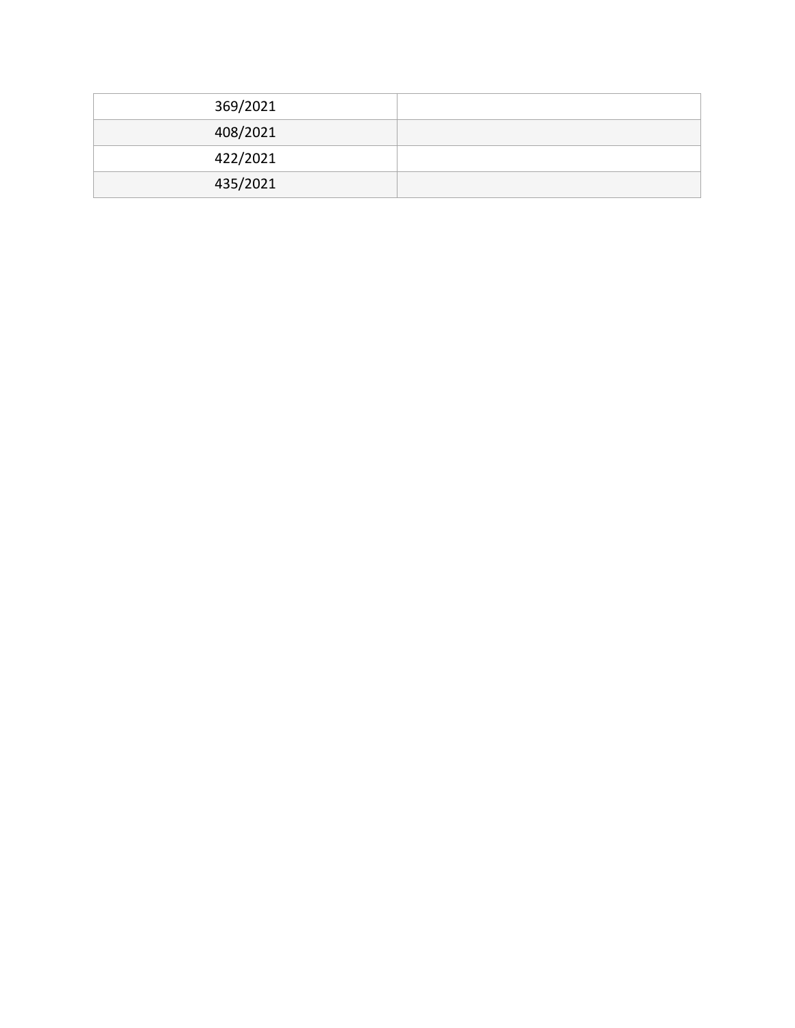| | |
|---|---|
| 369/2021 | |
| 408/2021 | |
| 422/2021 | |
| 435/2021 | |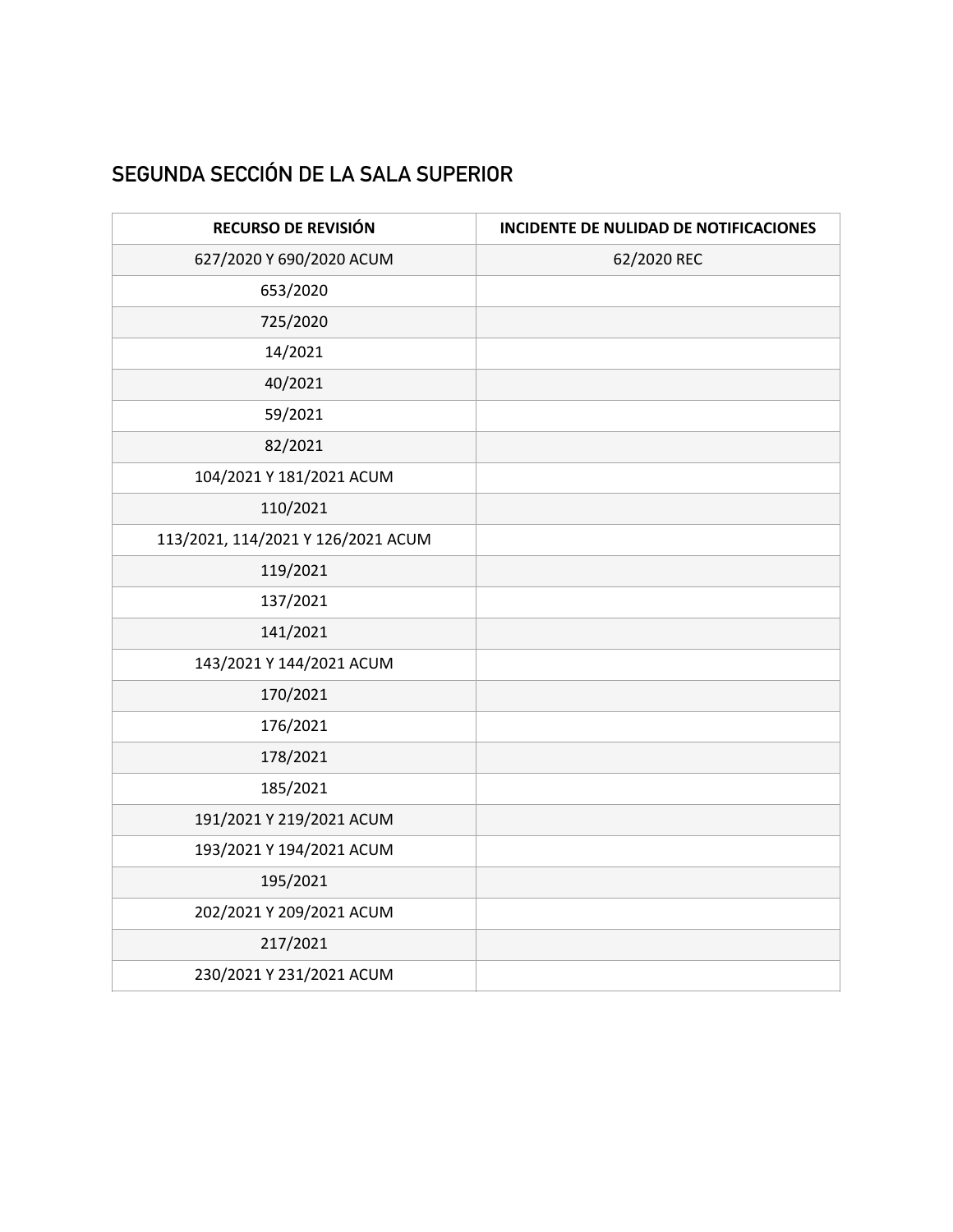## SEGUNDA SECCIÓN DE LA SALA SUPERIOR

| RECURSO DE REVISIÓN | INCIDENTE DE NULIDAD DE NOTIFICACIONES |
|---|---|
| 627/2020 Y 690/2020 ACUM | 62/2020 REC |
| 653/2020 | |
| 725/2020 | |
| 14/2021 | |
| 40/2021 | |
| 59/2021 | |
| 82/2021 | |
| 104/2021 Y 181/2021 ACUM | |
| 110/2021 | |
| 113/2021, 114/2021 Y 126/2021 ACUM | |
| 119/2021 | |
| 137/2021 | |
| 141/2021 | |
| 143/2021 Y 144/2021 ACUM | |
| 170/2021 | |
| 176/2021 | |
| 178/2021 | |
| 185/2021 | |
| 191/2021 Y 219/2021 ACUM | |
| 193/2021 Y 194/2021 ACUM | |
| 195/2021 | |
| 202/2021 Y 209/2021 ACUM | |
| 217/2021 | |
| 230/2021 Y 231/2021 ACUM | |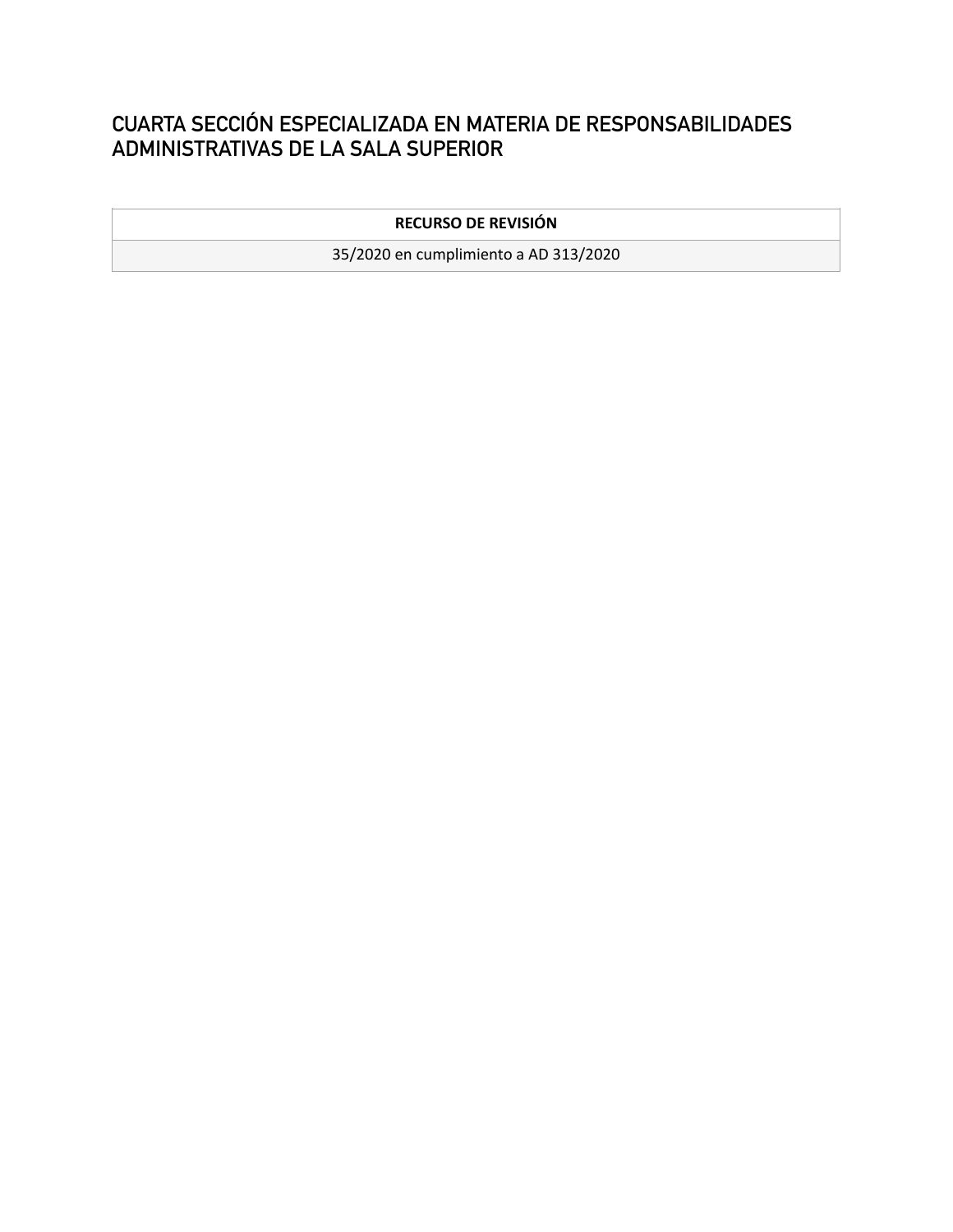# CUARTA SECCIÓN ESPECIALIZADA EN MATERIA DE RESPONSABILIDADES ADMINISTRATIVAS DE LA SALA SUPERIOR

| RECURSO DE REVISIÓN |
| --- |
| 35/2020 en cumplimiento a AD 313/2020 |